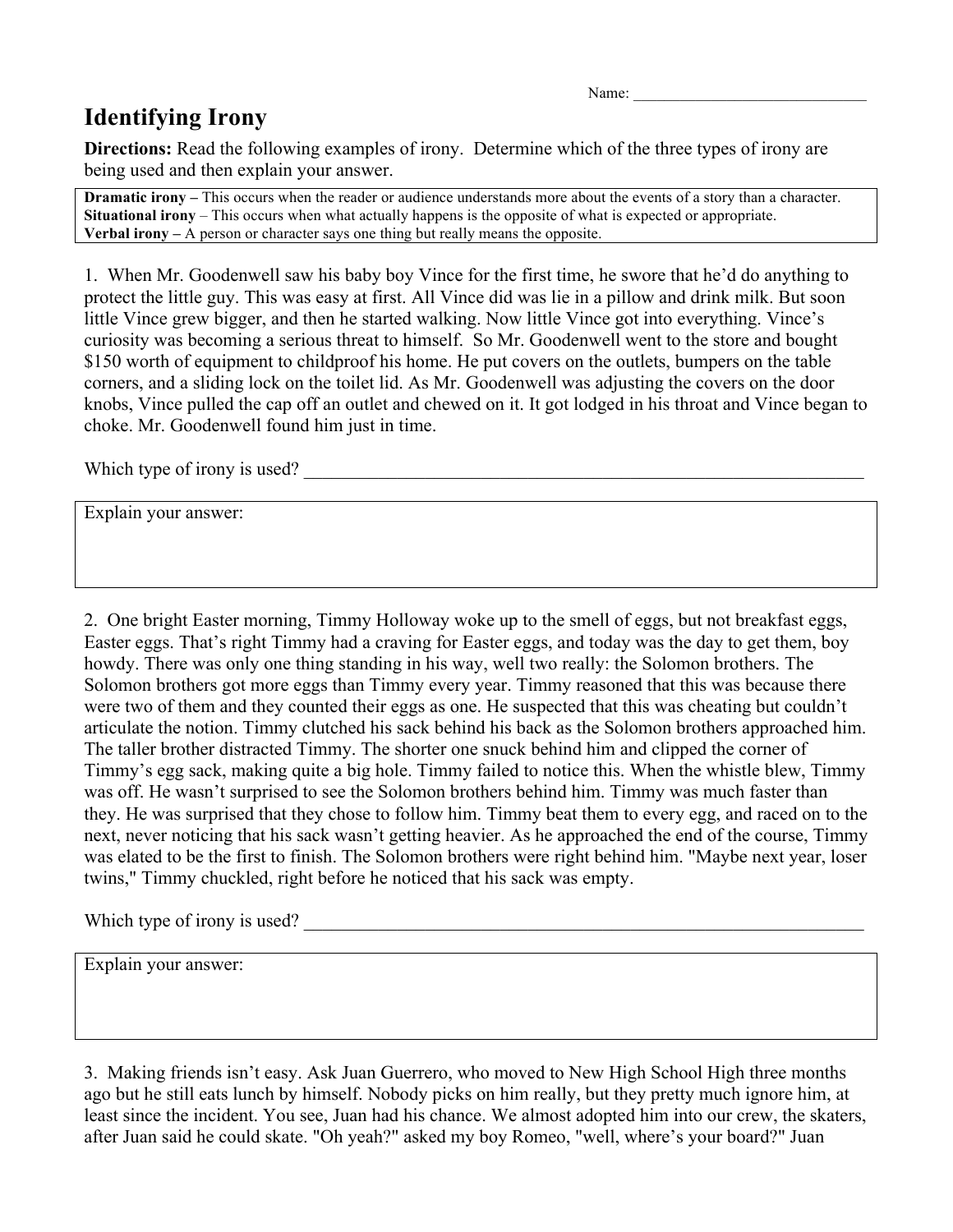Name: ______________________________

# Identifying Irony

**Directions:** Read the following examples of irony. Determine which of the three types of irony are being used and then explain your answer.

| **Dramatic irony** – This occurs when the reader or audience understands more about the events of a story than a character. **Situational irony** – This occurs when what actually happens is the opposite of what is expected or appropriate. **Verbal irony** – A person or character says one thing but really means the opposite. |
|---|

1. When Mr. Goodenwell saw his baby boy Vince for the first time, he swore that he'd do anything to protect the little guy. This was easy at first. All Vince did was lie in a pillow and drink milk. But soon little Vince grew bigger, and then he started walking. Now little Vince got into everything. Vince's curiosity was becoming a serious threat to himself. So Mr. Goodenwell went to the store and bought $150 worth of equipment to childproof his home. He put covers on the outlets, bumpers on the table corners, and a sliding lock on the toilet lid. As Mr. Goodenwell was adjusting the covers on the door knobs, Vince pulled the cap off an outlet and chewed on it. It got lodged in his throat and Vince began to choke. Mr. Goodenwell found him just in time.

Which type of irony is used? ________________________________________________________________

| Explain your answer: |
|---|
| |

2. One bright Easter morning, Timmy Holloway woke up to the smell of eggs, but not breakfast eggs, Easter eggs. That's right Timmy had a craving for Easter eggs, and today was the day to get them, boy howdy. There was only one thing standing in his way, well two really: the Solomon brothers. The Solomon brothers got more eggs than Timmy every year. Timmy reasoned that this was because there were two of them and they counted their eggs as one. He suspected that this was cheating but couldn't articulate the notion. Timmy clutched his sack behind his back as the Solomon brothers approached him. The taller brother distracted Timmy. The shorter one snuck behind him and clipped the corner of Timmy's egg sack, making quite a big hole. Timmy failed to notice this. When the whistle blew, Timmy was off. He wasn't surprised to see the Solomon brothers behind him. Timmy was much faster than they. He was surprised that they chose to follow him. Timmy beat them to every egg, and raced on to the next, never noticing that his sack wasn't getting heavier. As he approached the end of the course, Timmy was elated to be the first to finish. The Solomon brothers were right behind him. "Maybe next year, loser twins," Timmy chuckled, right before he noticed that his sack was empty.

Which type of irony is used? ________________________________________________________________

| Explain your answer: |
|---|
| |

3. Making friends isn't easy. Ask Juan Guerrero, who moved to New High School High three months ago but he still eats lunch by himself. Nobody picks on him really, but they pretty much ignore him, at least since the incident. You see, Juan had his chance. We almost adopted him into our crew, the skaters, after Juan said he could skate. "Oh yeah?" asked my boy Romeo, "well, where's your board?" Juan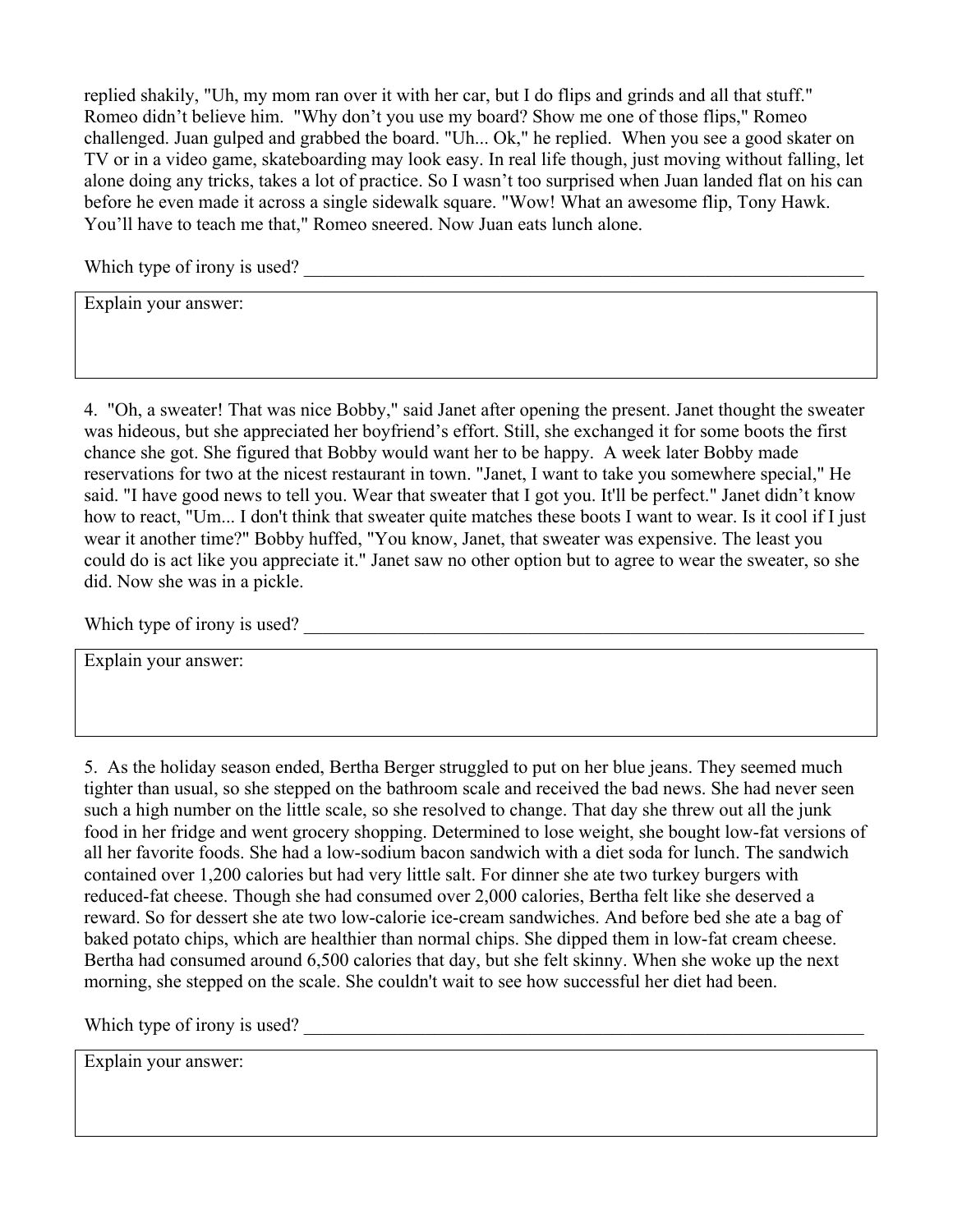replied shakily, "Uh, my mom ran over it with her car, but I do flips and grinds and all that stuff." Romeo didn't believe him. "Why don't you use my board? Show me one of those flips," Romeo challenged. Juan gulped and grabbed the board. "Uh... Ok," he replied. When you see a good skater on TV or in a video game, skateboarding may look easy. In real life though, just moving without falling, let alone doing any tricks, takes a lot of practice. So I wasn't too surprised when Juan landed flat on his can before he even made it across a single sidewalk square. "Wow! What an awesome flip, Tony Hawk. You'll have to teach me that," Romeo sneered. Now Juan eats lunch alone.

Which type of irony is used? ________________________________________________________________

| Explain your answer: |
| --- |
| |

4. "Oh, a sweater! That was nice Bobby," said Janet after opening the present. Janet thought the sweater was hideous, but she appreciated her boyfriend's effort. Still, she exchanged it for some boots the first chance she got. She figured that Bobby would want her to be happy. A week later Bobby made reservations for two at the nicest restaurant in town. "Janet, I want to take you somewhere special," He said. "I have good news to tell you. Wear that sweater that I got you. It'll be perfect." Janet didn't know how to react, "Um... I don't think that sweater quite matches these boots I want to wear. Is it cool if I just wear it another time?" Bobby huffed, "You know, Janet, that sweater was expensive. The least you could do is act like you appreciate it." Janet saw no other option but to agree to wear the sweater, so she did. Now she was in a pickle.

Which type of irony is used? ________________________________________________________________

| Explain your answer: |
| --- |
| |

5. As the holiday season ended, Bertha Berger struggled to put on her blue jeans. They seemed much tighter than usual, so she stepped on the bathroom scale and received the bad news. She had never seen such a high number on the little scale, so she resolved to change. That day she threw out all the junk food in her fridge and went grocery shopping. Determined to lose weight, she bought low-fat versions of all her favorite foods. She had a low-sodium bacon sandwich with a diet soda for lunch. The sandwich contained over 1,200 calories but had very little salt. For dinner she ate two turkey burgers with reduced-fat cheese. Though she had consumed over 2,000 calories, Bertha felt like she deserved a reward. So for dessert she ate two low-calorie ice-cream sandwiches. And before bed she ate a bag of baked potato chips, which are healthier than normal chips. She dipped them in low-fat cream cheese. Bertha had consumed around 6,500 calories that day, but she felt skinny. When she woke up the next morning, she stepped on the scale. She couldn't wait to see how successful her diet had been.

Which type of irony is used? ________________________________________________________________

| Explain your answer: |
| --- |
| |